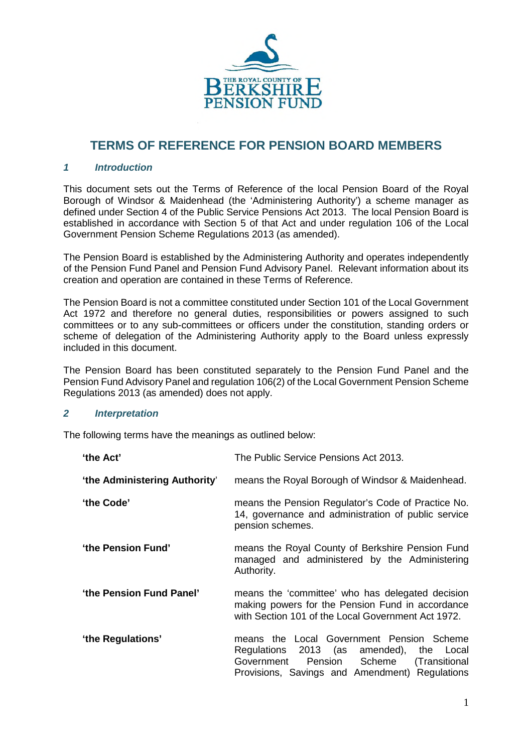# TERMS OF REFERENCE FOR PENSION BOARD MEMBERS

## *1 Introduction*

This document sets out the Terms of Reference of the local Pension Board of the Royal Borough of Windsor & Maidenhead (the 'Administering Authority') a scheme manager as defined under Section 4 of the Public Service Pensions Act 2013. The local Pension Board is established in accordance with Section 5 of that Act and under regulation 106 of the Local Government Pension Scheme Regulations 2013 (as amended).

The Pension Board is established by the Administering Authority and operates independently of the Pension Fund Panel and Pension Fund Advisory Panel. Relevant information about its creation and operation are contained in these Terms of Reference.

The Pension Board is not a committee constituted under Section 101 of the Local Government Act 1972 and therefore no general duties, responsibilities or powers assigned to such committees or to any sub-committees or officers under the constitution, standing orders or scheme of delegation of the Administering Authority apply to the Board unless expressly included in this document.

The Pension Board has been constituted separately to the Pension Fund Panel and the Pension Fund Advisory Panel and regulation 106(2) of the Local Government Pension Scheme Regulations 2013 (as amended) does not apply.

## *2 Interpretation*

The following terms have the meanings as outlined below:

| | |
|---|---|
| **'the Act'** | The Public Service Pensions Act 2013. |
| **'the Administering Authority'** | means the Royal Borough of Windsor & Maidenhead. |
| **'the Code'** | means the Pension Regulator's Code of Practice No. 14, governance and administration of public service pension schemes. |
| **'the Pension Fund'** | means the Royal County of Berkshire Pension Fund managed and administered by the Administering Authority. |
| **'the Pension Fund Panel'** | means the 'committee' who has delegated decision making powers for the Pension Fund in accordance with Section 101 of the Local Government Act 1972. |
| **'the Regulations'** | means the Local Government Pension Scheme Regulations 2013 (as amended), the Local Government Pension Scheme (Transitional Provisions, Savings and Amendment) Regulations |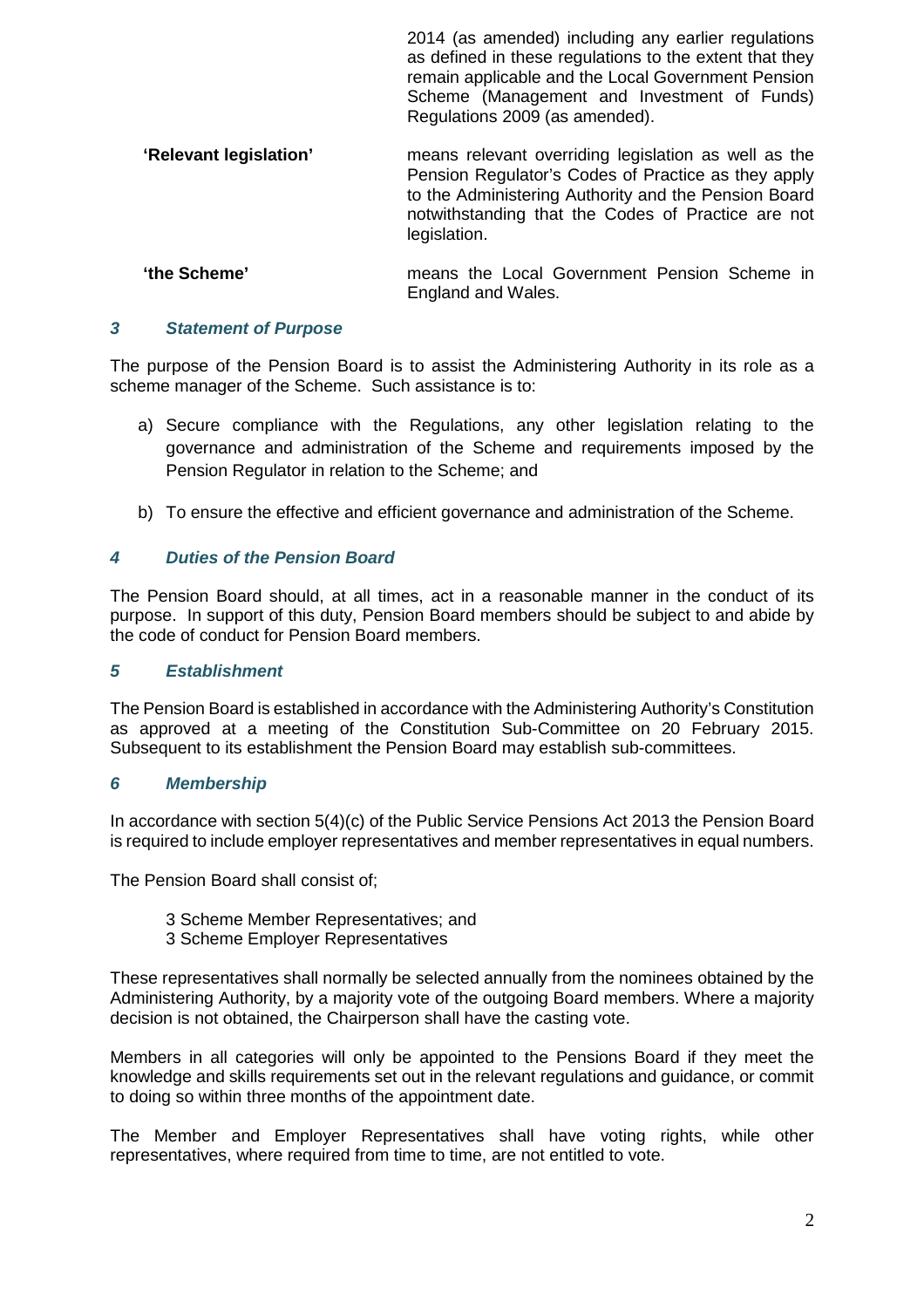| | |
|---|---|
| | 2014 (as amended) including any earlier regulations as defined in these regulations to the extent that they remain applicable and the Local Government Pension Scheme (Management and Investment of Funds) Regulations 2009 (as amended). |
| **'Relevant legislation'** | means relevant overriding legislation as well as the Pension Regulator's Codes of Practice as they apply to the Administering Authority and the Pension Board notwithstanding that the Codes of Practice are not legislation. |
| **'the Scheme'** | means the Local Government Pension Scheme in England and Wales. |

### *3 Statement of Purpose*

The purpose of the Pension Board is to assist the Administering Authority in its role as a scheme manager of the Scheme. Such assistance is to:

a) Secure compliance with the Regulations, any other legislation relating to the governance and administration of the Scheme and requirements imposed by the Pension Regulator in relation to the Scheme; and

b) To ensure the effective and efficient governance and administration of the Scheme.

### *4 Duties of the Pension Board*

The Pension Board should, at all times, act in a reasonable manner in the conduct of its purpose. In support of this duty, Pension Board members should be subject to and abide by the code of conduct for Pension Board members.

### *5 Establishment*

The Pension Board is established in accordance with the Administering Authority's Constitution as approved at a meeting of the Constitution Sub-Committee on 20 February 2015. Subsequent to its establishment the Pension Board may establish sub-committees.

### *6 Membership*

In accordance with section 5(4)(c) of the Public Service Pensions Act 2013 the Pension Board is required to include employer representatives and member representatives in equal numbers.

The Pension Board shall consist of;

3 Scheme Member Representatives; and
3 Scheme Employer Representatives

These representatives shall normally be selected annually from the nominees obtained by the Administering Authority, by a majority vote of the outgoing Board members. Where a majority decision is not obtained, the Chairperson shall have the casting vote.

Members in all categories will only be appointed to the Pensions Board if they meet the knowledge and skills requirements set out in the relevant regulations and guidance, or commit to doing so within three months of the appointment date.

The Member and Employer Representatives shall have voting rights, while other representatives, where required from time to time, are not entitled to vote.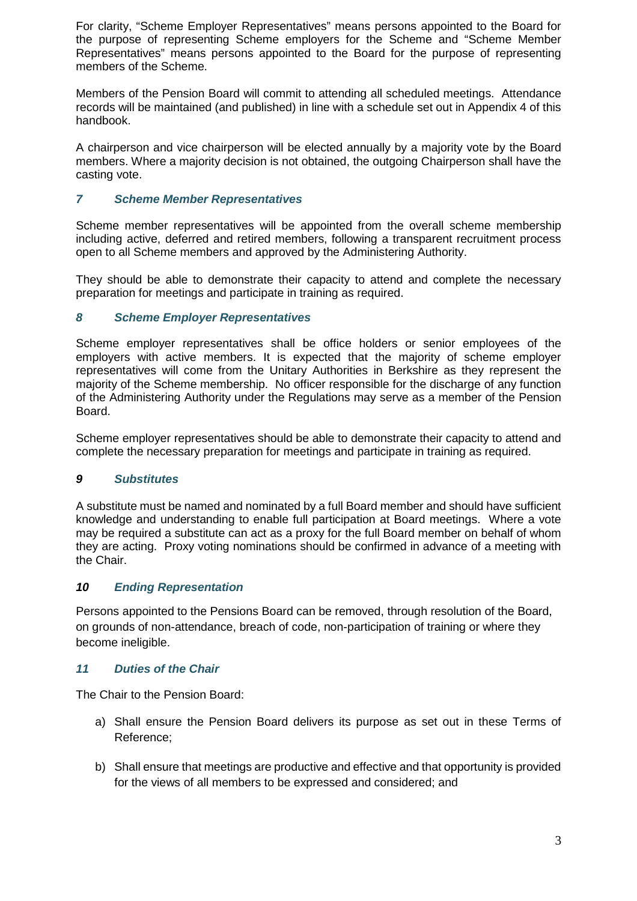For clarity, “Scheme Employer Representatives” means persons appointed to the Board for the purpose of representing Scheme employers for the Scheme and “Scheme Member Representatives” means persons appointed to the Board for the purpose of representing members of the Scheme.

Members of the Pension Board will commit to attending all scheduled meetings. Attendance records will be maintained (and published) in line with a schedule set out in Appendix 4 of this handbook.

A chairperson and vice chairperson will be elected annually by a majority vote by the Board members. Where a majority decision is not obtained, the outgoing Chairperson shall have the casting vote.

### *7 Scheme Member Representatives*

Scheme member representatives will be appointed from the overall scheme membership including active, deferred and retired members, following a transparent recruitment process open to all Scheme members and approved by the Administering Authority.

They should be able to demonstrate their capacity to attend and complete the necessary preparation for meetings and participate in training as required.

### *8 Scheme Employer Representatives*

Scheme employer representatives shall be office holders or senior employees of the employers with active members. It is expected that the majority of scheme employer representatives will come from the Unitary Authorities in Berkshire as they represent the majority of the Scheme membership. No officer responsible for the discharge of any function of the Administering Authority under the Regulations may serve as a member of the Pension Board.

Scheme employer representatives should be able to demonstrate their capacity to attend and complete the necessary preparation for meetings and participate in training as required.

### *9 Substitutes*

A substitute must be named and nominated by a full Board member and should have sufficient knowledge and understanding to enable full participation at Board meetings. Where a vote may be required a substitute can act as a proxy for the full Board member on behalf of whom they are acting. Proxy voting nominations should be confirmed in advance of a meeting with the Chair.

### *10 Ending Representation*

Persons appointed to the Pensions Board can be removed, through resolution of the Board, on grounds of non-attendance, breach of code, non-participation of training or where they become ineligible.

### *11 Duties of the Chair*

The Chair to the Pension Board:

a) Shall ensure the Pension Board delivers its purpose as set out in these Terms of Reference;

b) Shall ensure that meetings are productive and effective and that opportunity is provided for the views of all members to be expressed and considered; and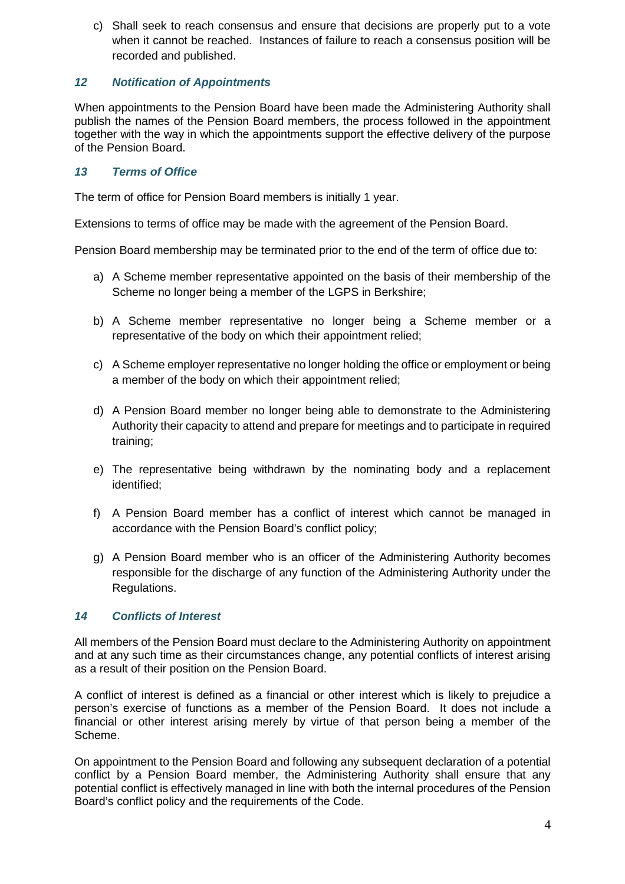c) Shall seek to reach consensus and ensure that decisions are properly put to a vote when it cannot be reached. Instances of failure to reach a consensus position will be recorded and published.

### *12 Notification of Appointments*

When appointments to the Pension Board have been made the Administering Authority shall publish the names of the Pension Board members, the process followed in the appointment together with the way in which the appointments support the effective delivery of the purpose of the Pension Board.

### *13 Terms of Office*

The term of office for Pension Board members is initially 1 year.

Extensions to terms of office may be made with the agreement of the Pension Board.

Pension Board membership may be terminated prior to the end of the term of office due to:

a) A Scheme member representative appointed on the basis of their membership of the Scheme no longer being a member of the LGPS in Berkshire;

b) A Scheme member representative no longer being a Scheme member or a representative of the body on which their appointment relied;

c) A Scheme employer representative no longer holding the office or employment or being a member of the body on which their appointment relied;

d) A Pension Board member no longer being able to demonstrate to the Administering Authority their capacity to attend and prepare for meetings and to participate in required training;

e) The representative being withdrawn by the nominating body and a replacement identified;

f) A Pension Board member has a conflict of interest which cannot be managed in accordance with the Pension Board's conflict policy;

g) A Pension Board member who is an officer of the Administering Authority becomes responsible for the discharge of any function of the Administering Authority under the Regulations.

### *14 Conflicts of Interest*

All members of the Pension Board must declare to the Administering Authority on appointment and at any such time as their circumstances change, any potential conflicts of interest arising as a result of their position on the Pension Board.

A conflict of interest is defined as a financial or other interest which is likely to prejudice a person's exercise of functions as a member of the Pension Board. It does not include a financial or other interest arising merely by virtue of that person being a member of the Scheme.

On appointment to the Pension Board and following any subsequent declaration of a potential conflict by a Pension Board member, the Administering Authority shall ensure that any potential conflict is effectively managed in line with both the internal procedures of the Pension Board's conflict policy and the requirements of the Code.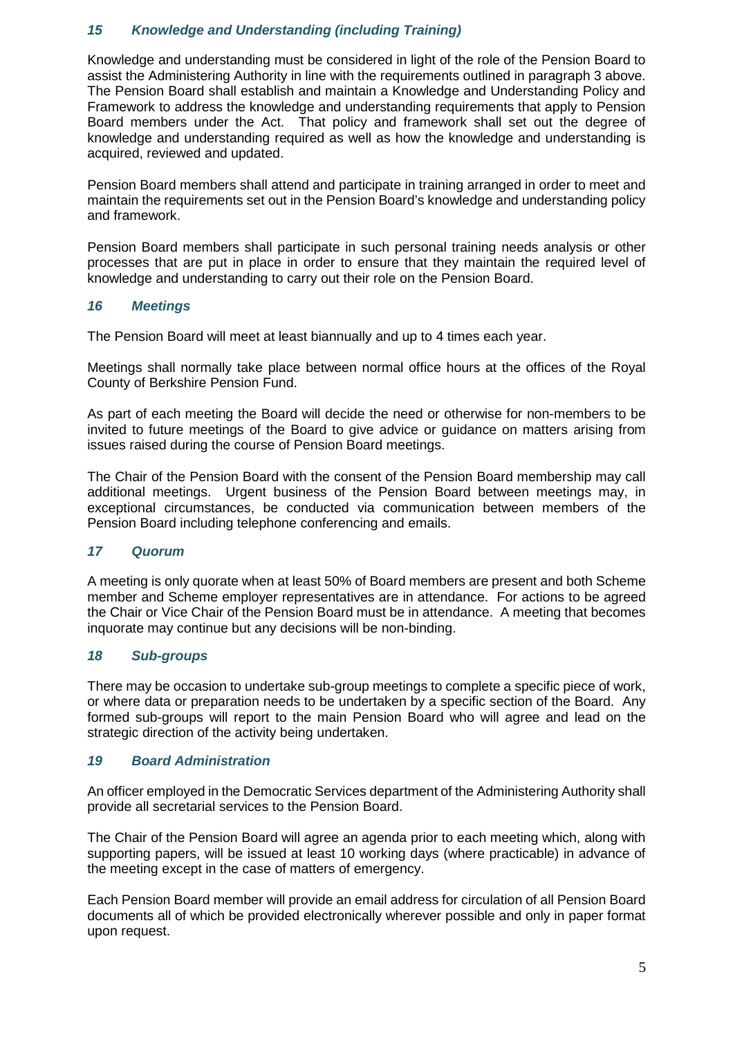### *15 Knowledge and Understanding (including Training)*

Knowledge and understanding must be considered in light of the role of the Pension Board to assist the Administering Authority in line with the requirements outlined in paragraph 3 above. The Pension Board shall establish and maintain a Knowledge and Understanding Policy and Framework to address the knowledge and understanding requirements that apply to Pension Board members under the Act. That policy and framework shall set out the degree of knowledge and understanding required as well as how the knowledge and understanding is acquired, reviewed and updated.

Pension Board members shall attend and participate in training arranged in order to meet and maintain the requirements set out in the Pension Board's knowledge and understanding policy and framework.

Pension Board members shall participate in such personal training needs analysis or other processes that are put in place in order to ensure that they maintain the required level of knowledge and understanding to carry out their role on the Pension Board.

### *16 Meetings*

The Pension Board will meet at least biannually and up to 4 times each year.

Meetings shall normally take place between normal office hours at the offices of the Royal County of Berkshire Pension Fund.

As part of each meeting the Board will decide the need or otherwise for non-members to be invited to future meetings of the Board to give advice or guidance on matters arising from issues raised during the course of Pension Board meetings.

The Chair of the Pension Board with the consent of the Pension Board membership may call additional meetings. Urgent business of the Pension Board between meetings may, in exceptional circumstances, be conducted via communication between members of the Pension Board including telephone conferencing and emails.

### *17 Quorum*

A meeting is only quorate when at least 50% of Board members are present and both Scheme member and Scheme employer representatives are in attendance. For actions to be agreed the Chair or Vice Chair of the Pension Board must be in attendance. A meeting that becomes inquorate may continue but any decisions will be non-binding.

### *18 Sub-groups*

There may be occasion to undertake sub-group meetings to complete a specific piece of work, or where data or preparation needs to be undertaken by a specific section of the Board. Any formed sub-groups will report to the main Pension Board who will agree and lead on the strategic direction of the activity being undertaken.

### *19 Board Administration*

An officer employed in the Democratic Services department of the Administering Authority shall provide all secretarial services to the Pension Board.

The Chair of the Pension Board will agree an agenda prior to each meeting which, along with supporting papers, will be issued at least 10 working days (where practicable) in advance of the meeting except in the case of matters of emergency.

Each Pension Board member will provide an email address for circulation of all Pension Board documents all of which be provided electronically wherever possible and only in paper format upon request.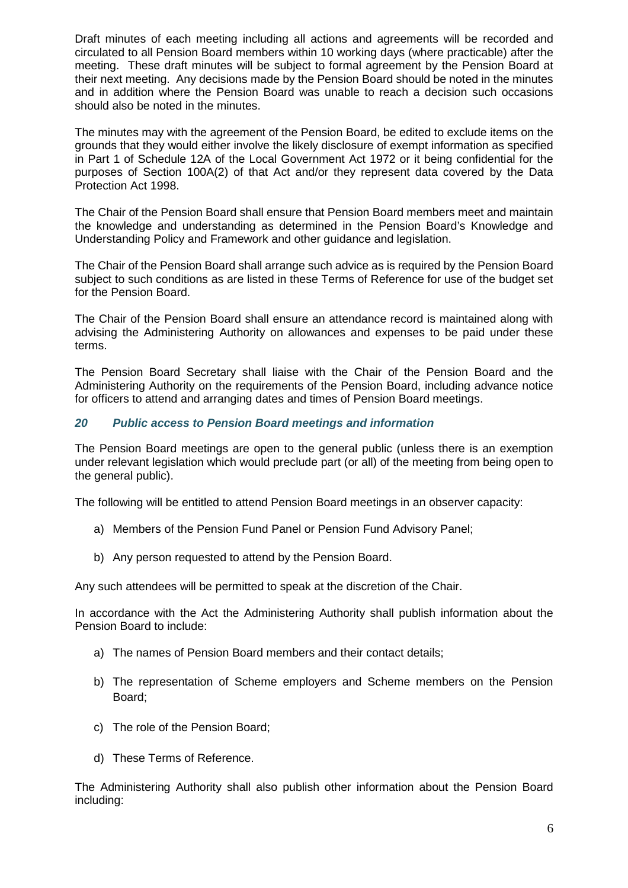Draft minutes of each meeting including all actions and agreements will be recorded and circulated to all Pension Board members within 10 working days (where practicable) after the meeting. These draft minutes will be subject to formal agreement by the Pension Board at their next meeting. Any decisions made by the Pension Board should be noted in the minutes and in addition where the Pension Board was unable to reach a decision such occasions should also be noted in the minutes.

The minutes may with the agreement of the Pension Board, be edited to exclude items on the grounds that they would either involve the likely disclosure of exempt information as specified in Part 1 of Schedule 12A of the Local Government Act 1972 or it being confidential for the purposes of Section 100A(2) of that Act and/or they represent data covered by the Data Protection Act 1998.

The Chair of the Pension Board shall ensure that Pension Board members meet and maintain the knowledge and understanding as determined in the Pension Board's Knowledge and Understanding Policy and Framework and other guidance and legislation.

The Chair of the Pension Board shall arrange such advice as is required by the Pension Board subject to such conditions as are listed in these Terms of Reference for use of the budget set for the Pension Board.

The Chair of the Pension Board shall ensure an attendance record is maintained along with advising the Administering Authority on allowances and expenses to be paid under these terms.

The Pension Board Secretary shall liaise with the Chair of the Pension Board and the Administering Authority on the requirements of the Pension Board, including advance notice for officers to attend and arranging dates and times of Pension Board meetings.

### *20 Public access to Pension Board meetings and information*

The Pension Board meetings are open to the general public (unless there is an exemption under relevant legislation which would preclude part (or all) of the meeting from being open to the general public).

The following will be entitled to attend Pension Board meetings in an observer capacity:

a) Members of the Pension Fund Panel or Pension Fund Advisory Panel;

b) Any person requested to attend by the Pension Board.

Any such attendees will be permitted to speak at the discretion of the Chair.

In accordance with the Act the Administering Authority shall publish information about the Pension Board to include:

a) The names of Pension Board members and their contact details;

b) The representation of Scheme employers and Scheme members on the Pension Board;

c) The role of the Pension Board;

d) These Terms of Reference.

The Administering Authority shall also publish other information about the Pension Board including: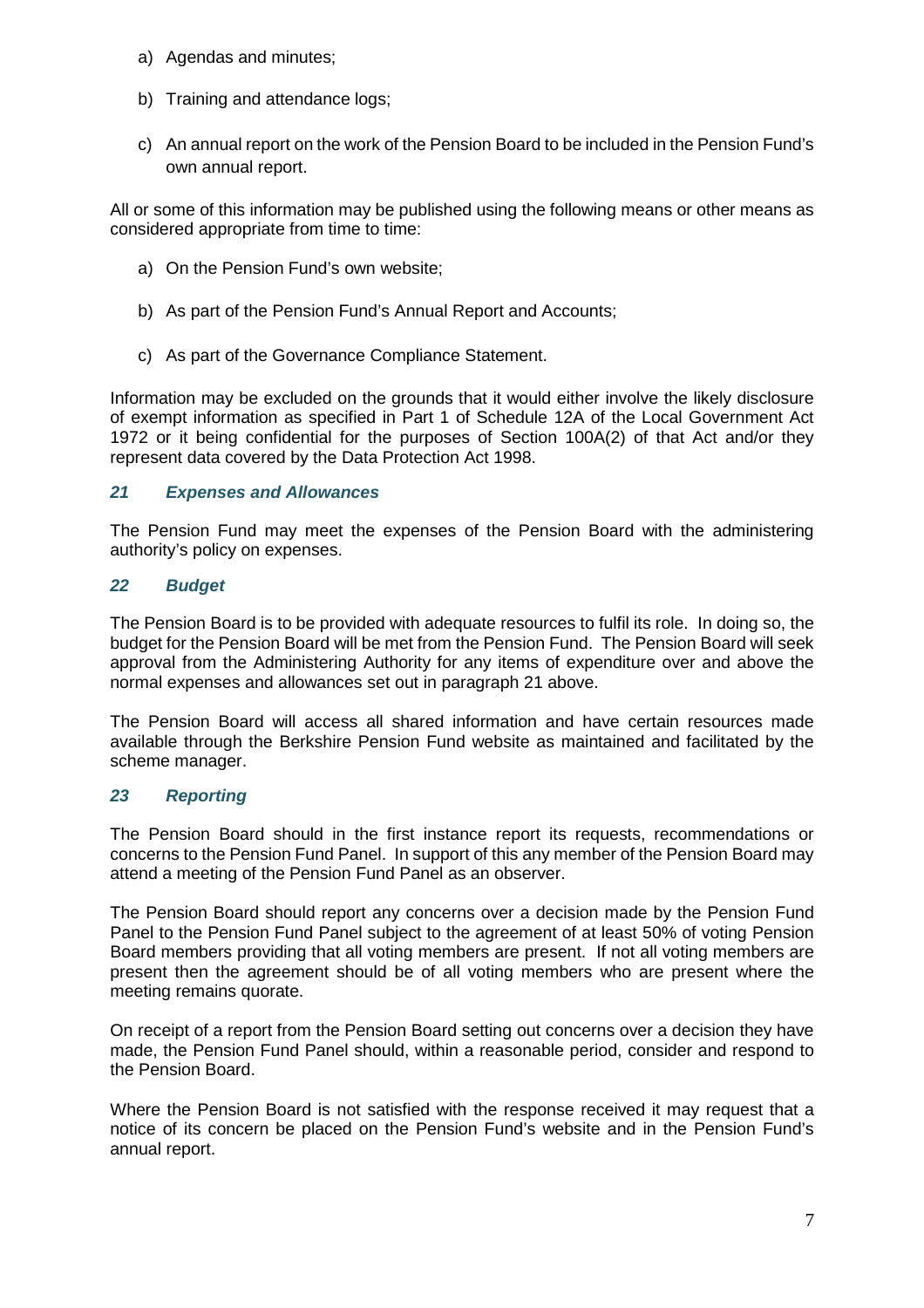a) Agendas and minutes;

b) Training and attendance logs;

c) An annual report on the work of the Pension Board to be included in the Pension Fund's own annual report.

All or some of this information may be published using the following means or other means as considered appropriate from time to time:

a) On the Pension Fund's own website;

b) As part of the Pension Fund's Annual Report and Accounts;

c) As part of the Governance Compliance Statement.

Information may be excluded on the grounds that it would either involve the likely disclosure of exempt information as specified in Part 1 of Schedule 12A of the Local Government Act 1972 or it being confidential for the purposes of Section 100A(2) of that Act and/or they represent data covered by the Data Protection Act 1998.

### *21 Expenses and Allowances*

The Pension Fund may meet the expenses of the Pension Board with the administering authority's policy on expenses.

### *22 Budget*

The Pension Board is to be provided with adequate resources to fulfil its role. In doing so, the budget for the Pension Board will be met from the Pension Fund. The Pension Board will seek approval from the Administering Authority for any items of expenditure over and above the normal expenses and allowances set out in paragraph 21 above.

The Pension Board will access all shared information and have certain resources made available through the Berkshire Pension Fund website as maintained and facilitated by the scheme manager.

### *23 Reporting*

The Pension Board should in the first instance report its requests, recommendations or concerns to the Pension Fund Panel. In support of this any member of the Pension Board may attend a meeting of the Pension Fund Panel as an observer.

The Pension Board should report any concerns over a decision made by the Pension Fund Panel to the Pension Fund Panel subject to the agreement of at least 50% of voting Pension Board members providing that all voting members are present. If not all voting members are present then the agreement should be of all voting members who are present where the meeting remains quorate.

On receipt of a report from the Pension Board setting out concerns over a decision they have made, the Pension Fund Panel should, within a reasonable period, consider and respond to the Pension Board.

Where the Pension Board is not satisfied with the response received it may request that a notice of its concern be placed on the Pension Fund's website and in the Pension Fund's annual report.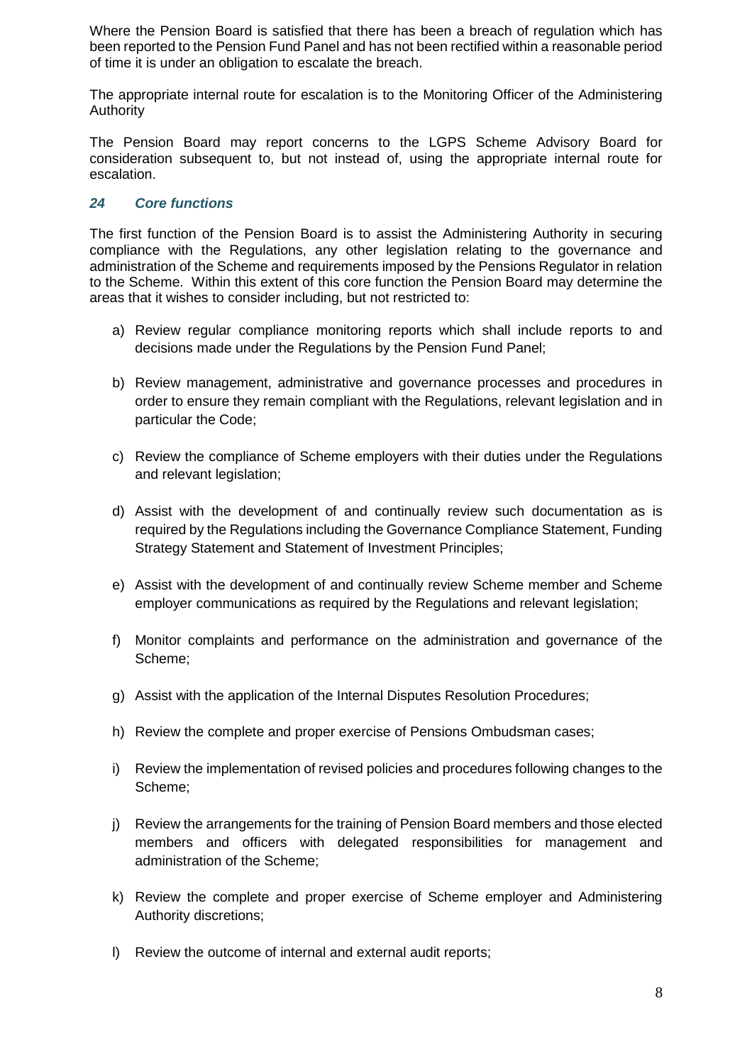Where the Pension Board is satisfied that there has been a breach of regulation which has been reported to the Pension Fund Panel and has not been rectified within a reasonable period of time it is under an obligation to escalate the breach.

The appropriate internal route for escalation is to the Monitoring Officer of the Administering Authority

The Pension Board may report concerns to the LGPS Scheme Advisory Board for consideration subsequent to, but not instead of, using the appropriate internal route for escalation.

### *24 Core functions*

The first function of the Pension Board is to assist the Administering Authority in securing compliance with the Regulations, any other legislation relating to the governance and administration of the Scheme and requirements imposed by the Pensions Regulator in relation to the Scheme. Within this extent of this core function the Pension Board may determine the areas that it wishes to consider including, but not restricted to:

a) Review regular compliance monitoring reports which shall include reports to and decisions made under the Regulations by the Pension Fund Panel;

b) Review management, administrative and governance processes and procedures in order to ensure they remain compliant with the Regulations, relevant legislation and in particular the Code;

c) Review the compliance of Scheme employers with their duties under the Regulations and relevant legislation;

d) Assist with the development of and continually review such documentation as is required by the Regulations including the Governance Compliance Statement, Funding Strategy Statement and Statement of Investment Principles;

e) Assist with the development of and continually review Scheme member and Scheme employer communications as required by the Regulations and relevant legislation;

f) Monitor complaints and performance on the administration and governance of the Scheme;

g) Assist with the application of the Internal Disputes Resolution Procedures;

h) Review the complete and proper exercise of Pensions Ombudsman cases;

i) Review the implementation of revised policies and procedures following changes to the Scheme;

j) Review the arrangements for the training of Pension Board members and those elected members and officers with delegated responsibilities for management and administration of the Scheme;

k) Review the complete and proper exercise of Scheme employer and Administering Authority discretions;

l) Review the outcome of internal and external audit reports;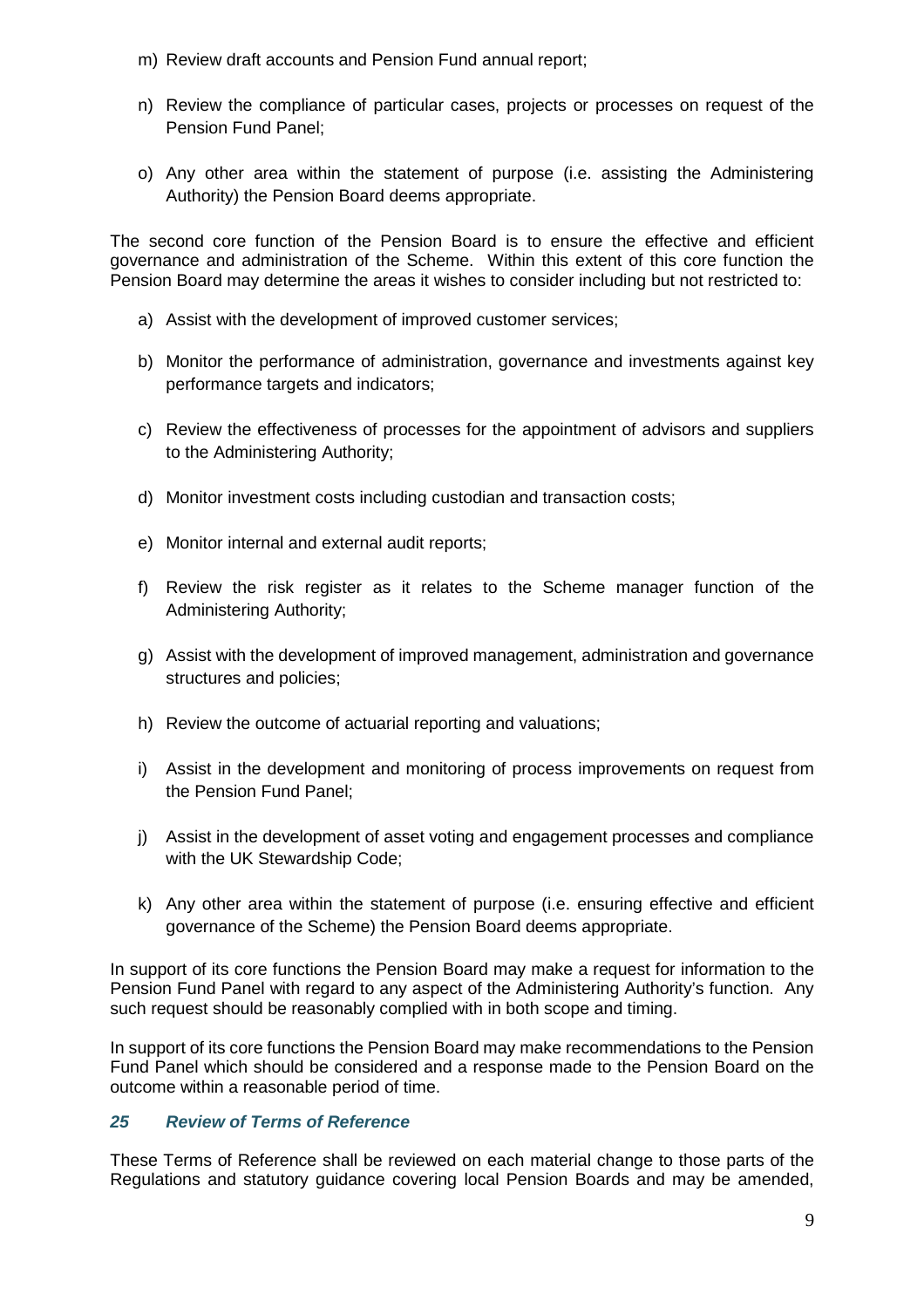m) Review draft accounts and Pension Fund annual report;

n) Review the compliance of particular cases, projects or processes on request of the Pension Fund Panel;

o) Any other area within the statement of purpose (i.e. assisting the Administering Authority) the Pension Board deems appropriate.

The second core function of the Pension Board is to ensure the effective and efficient governance and administration of the Scheme. Within this extent of this core function the Pension Board may determine the areas it wishes to consider including but not restricted to:

a) Assist with the development of improved customer services;

b) Monitor the performance of administration, governance and investments against key performance targets and indicators;

c) Review the effectiveness of processes for the appointment of advisors and suppliers to the Administering Authority;

d) Monitor investment costs including custodian and transaction costs;

e) Monitor internal and external audit reports;

f) Review the risk register as it relates to the Scheme manager function of the Administering Authority;

g) Assist with the development of improved management, administration and governance structures and policies;

h) Review the outcome of actuarial reporting and valuations;

i) Assist in the development and monitoring of process improvements on request from the Pension Fund Panel;

j) Assist in the development of asset voting and engagement processes and compliance with the UK Stewardship Code;

k) Any other area within the statement of purpose (i.e. ensuring effective and efficient governance of the Scheme) the Pension Board deems appropriate.

In support of its core functions the Pension Board may make a request for information to the Pension Fund Panel with regard to any aspect of the Administering Authority's function. Any such request should be reasonably complied with in both scope and timing.

In support of its core functions the Pension Board may make recommendations to the Pension Fund Panel which should be considered and a response made to the Pension Board on the outcome within a reasonable period of time.

### *25 Review of Terms of Reference*

These Terms of Reference shall be reviewed on each material change to those parts of the Regulations and statutory guidance covering local Pension Boards and may be amended,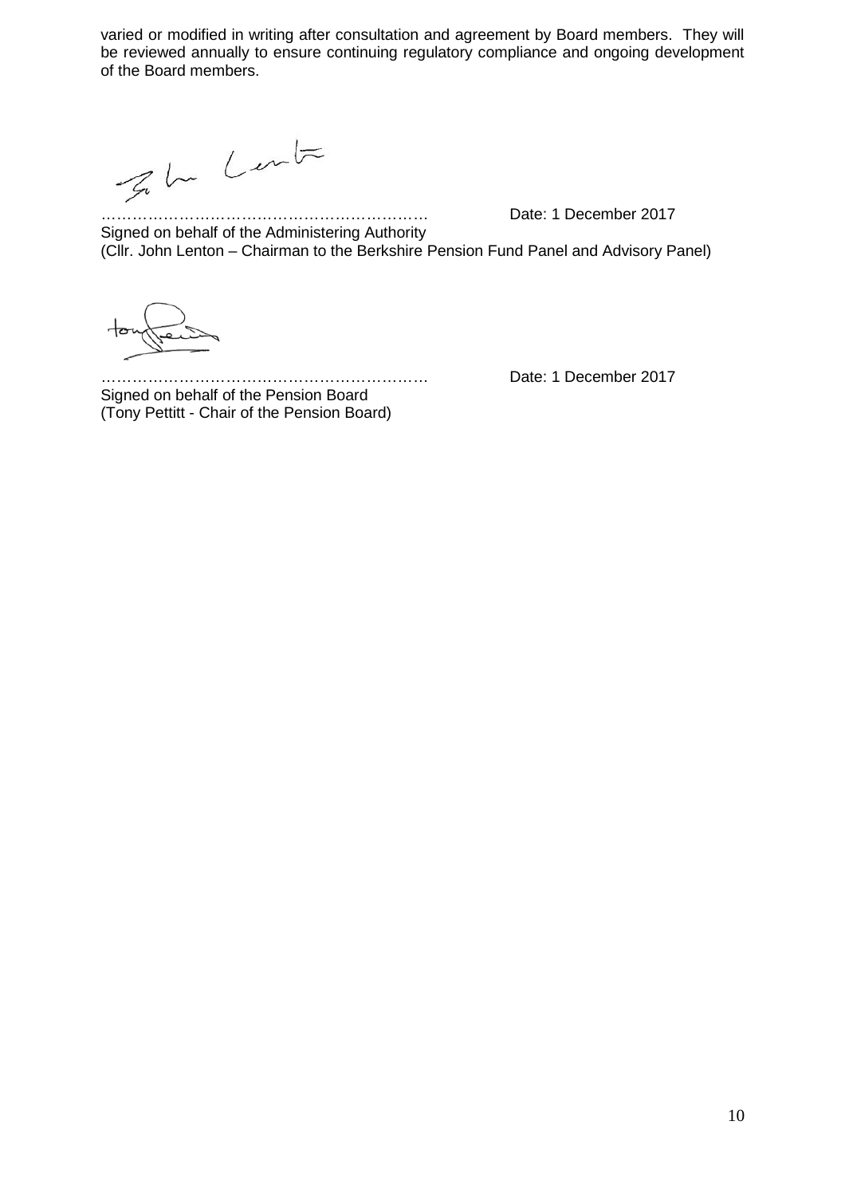varied or modified in writing after consultation and agreement by Board members. They will be reviewed annually to ensure continuing regulatory compliance and ongoing development of the Board members.

……………………………………………………… Date: 1 December 2017

Signed on behalf of the Administering Authority
(Cllr. John Lenton – Chairman to the Berkshire Pension Fund Panel and Advisory Panel)

……………………………………………………… Date: 1 December 2017

Signed on behalf of the Pension Board
(Tony Pettitt - Chair of the Pension Board)